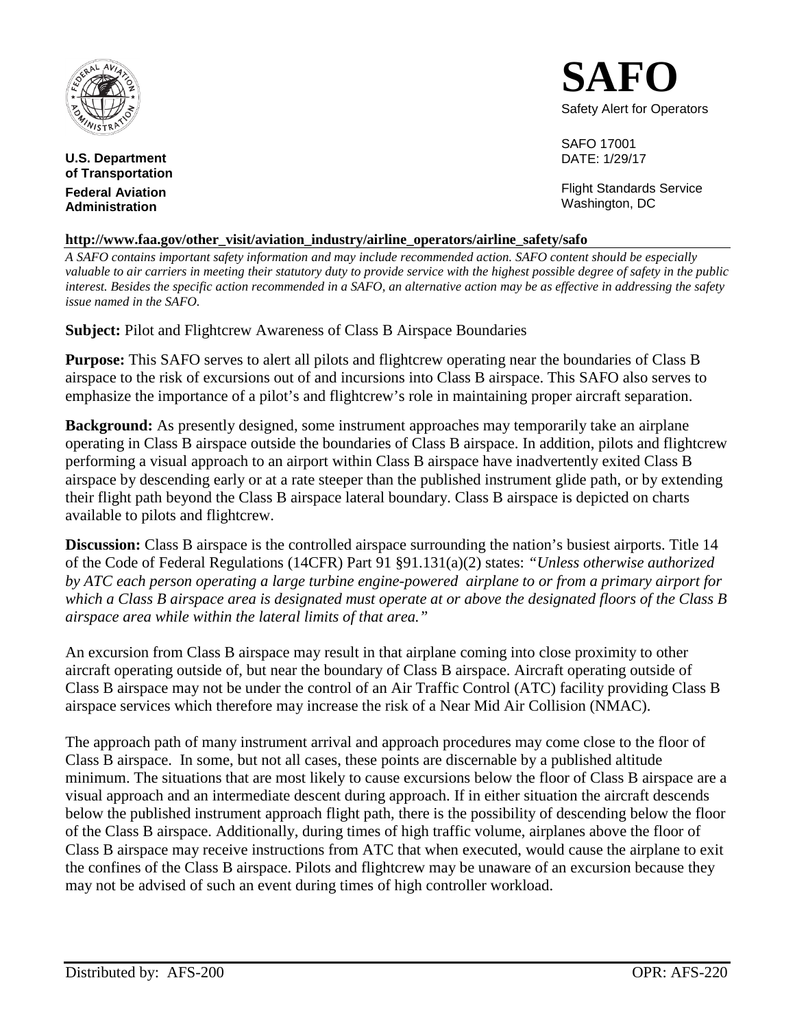U.S. Department of Transportation

Federal Aviation Administration

# SAFO

Safety Alert for Operators

SAFO 17001
DATE: 1/29/17

Flight Standards Service
Washington, DC

**http://www.faa.gov/other_visit/aviation_industry/airline_operators/airline_safety/safo**

*A SAFO contains important safety information and may include recommended action. SAFO content should be especially valuable to air carriers in meeting their statutory duty to provide service with the highest possible degree of safety in the public interest. Besides the specific action recommended in a SAFO, an alternative action may be as effective in addressing the safety issue named in the SAFO.*

**Subject:** Pilot and Flightcrew Awareness of Class B Airspace Boundaries

**Purpose:** This SAFO serves to alert all pilots and flightcrew operating near the boundaries of Class B airspace to the risk of excursions out of and incursions into Class B airspace. This SAFO also serves to emphasize the importance of a pilot's and flightcrew's role in maintaining proper aircraft separation.

**Background:** As presently designed, some instrument approaches may temporarily take an airplane operating in Class B airspace outside the boundaries of Class B airspace. In addition, pilots and flightcrew performing a visual approach to an airport within Class B airspace have inadvertently exited Class B airspace by descending early or at a rate steeper than the published instrument glide path, or by extending their flight path beyond the Class B airspace lateral boundary. Class B airspace is depicted on charts available to pilots and flightcrew.

**Discussion:** Class B airspace is the controlled airspace surrounding the nation's busiest airports. Title 14 of the Code of Federal Regulations (14CFR) Part 91 §91.131(a)(2) states: *"Unless otherwise authorized by ATC each person operating a large turbine engine-powered airplane to or from a primary airport for which a Class B airspace area is designated must operate at or above the designated floors of the Class B airspace area while within the lateral limits of that area."*

An excursion from Class B airspace may result in that airplane coming into close proximity to other aircraft operating outside of, but near the boundary of Class B airspace. Aircraft operating outside of Class B airspace may not be under the control of an Air Traffic Control (ATC) facility providing Class B airspace services which therefore may increase the risk of a Near Mid Air Collision (NMAC).

The approach path of many instrument arrival and approach procedures may come close to the floor of Class B airspace. In some, but not all cases, these points are discernable by a published altitude minimum. The situations that are most likely to cause excursions below the floor of Class B airspace are a visual approach and an intermediate descent during approach. If in either situation the aircraft descends below the published instrument approach flight path, there is the possibility of descending below the floor of the Class B airspace. Additionally, during times of high traffic volume, airplanes above the floor of Class B airspace may receive instructions from ATC that when executed, would cause the airplane to exit the confines of the Class B airspace. Pilots and flightcrew may be unaware of an excursion because they may not be advised of such an event during times of high controller workload.

Distributed by: AFS-200 OPR: AFS-220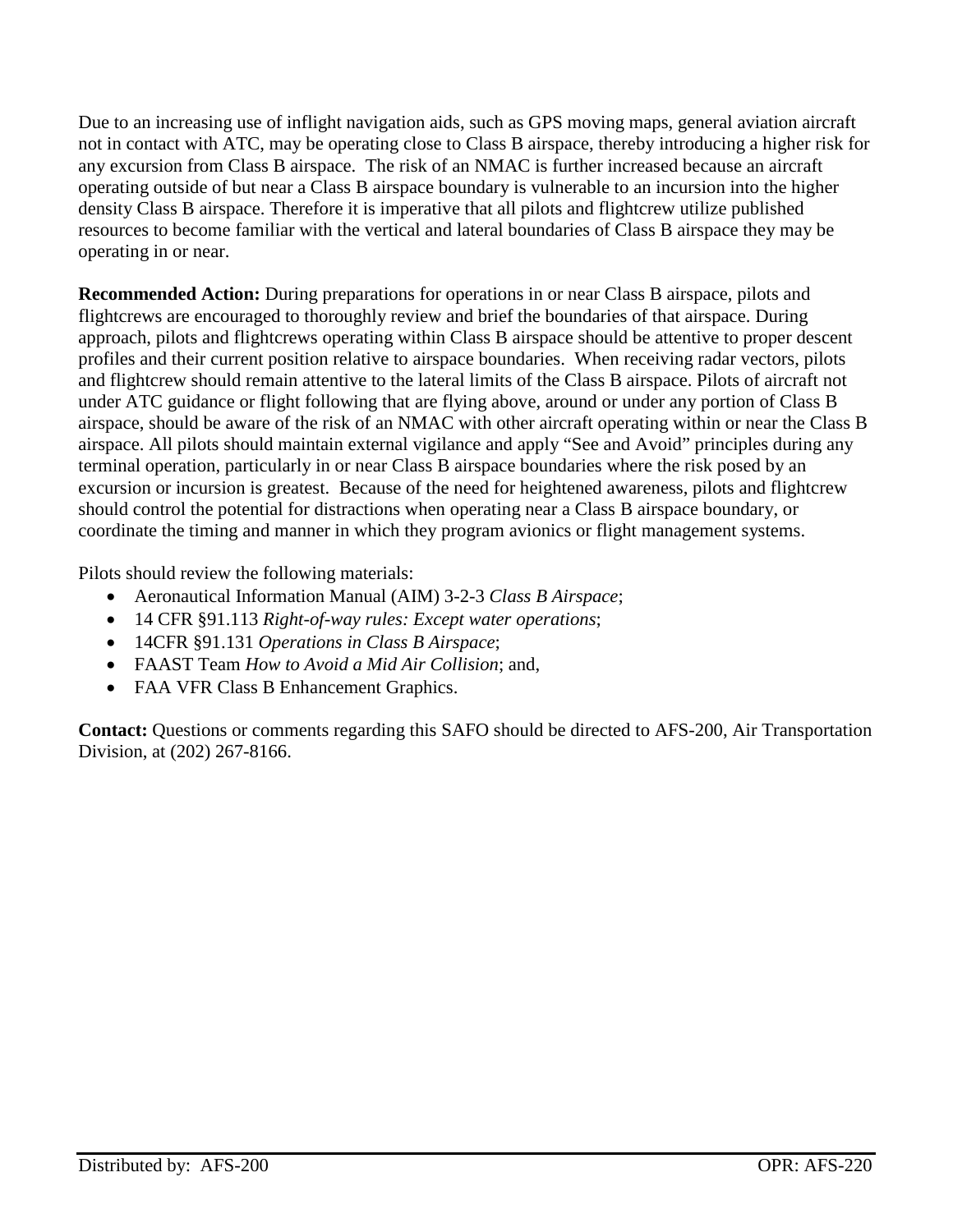Due to an increasing use of inflight navigation aids, such as GPS moving maps, general aviation aircraft not in contact with ATC, may be operating close to Class B airspace, thereby introducing a higher risk for any excursion from Class B airspace. The risk of an NMAC is further increased because an aircraft operating outside of but near a Class B airspace boundary is vulnerable to an incursion into the higher density Class B airspace. Therefore it is imperative that all pilots and flightcrew utilize published resources to become familiar with the vertical and lateral boundaries of Class B airspace they may be operating in or near.

**Recommended Action:** During preparations for operations in or near Class B airspace, pilots and flightcrews are encouraged to thoroughly review and brief the boundaries of that airspace. During approach, pilots and flightcrews operating within Class B airspace should be attentive to proper descent profiles and their current position relative to airspace boundaries. When receiving radar vectors, pilots and flightcrew should remain attentive to the lateral limits of the Class B airspace. Pilots of aircraft not under ATC guidance or flight following that are flying above, around or under any portion of Class B airspace, should be aware of the risk of an NMAC with other aircraft operating within or near the Class B airspace. All pilots should maintain external vigilance and apply "See and Avoid" principles during any terminal operation, particularly in or near Class B airspace boundaries where the risk posed by an excursion or incursion is greatest. Because of the need for heightened awareness, pilots and flightcrew should control the potential for distractions when operating near a Class B airspace boundary, or coordinate the timing and manner in which they program avionics or flight management systems.

Pilots should review the following materials:

- Aeronautical Information Manual (AIM) 3-2-3 *Class B Airspace*;
- 14 CFR §91.113 *Right-of-way rules: Except water operations*;
- 14CFR §91.131 *Operations in Class B Airspace*;
- FAAST Team *How to Avoid a Mid Air Collision*; and,
- FAA VFR Class B Enhancement Graphics.

**Contact:** Questions or comments regarding this SAFO should be directed to AFS-200, Air Transportation Division, at (202) 267-8166.

Distributed by: AFS-200 OPR: AFS-220